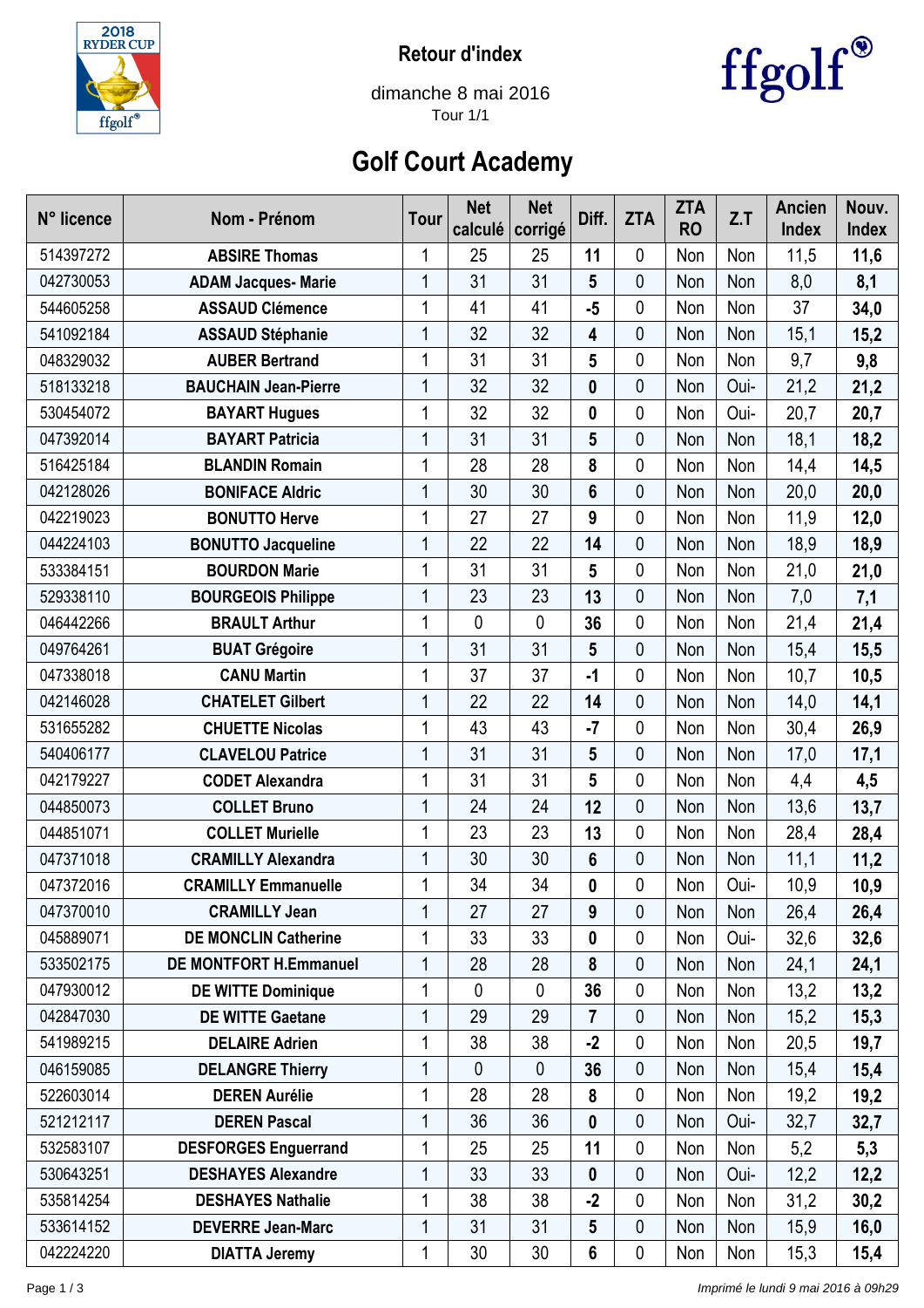**Retour d'index**

dimanche 8 mai 2016

Tour 1/1

# Golf Court Academy

| N° licence | Nom - Prénom | Tour | Net calculé | Net corrigé | Diff. | ZTA | ZTA RO | Z.T | Ancien Index | Nouv. Index |
|---|---|---|---|---|---|---|---|---|---|---|
| 514397272 | **ABSIRE Thomas** | 1 | 25 | 25 | **11** | 0 | Non | Non | 11,5 | **11,6** |
| 042730053 | **ADAM Jacques- Marie** | 1 | 31 | 31 | **5** | 0 | Non | Non | 8,0 | **8,1** |
| 544605258 | **ASSAUD Clémence** | 1 | 41 | 41 | **-5** | 0 | Non | Non | 37 | **34,0** |
| 541092184 | **ASSAUD Stéphanie** | 1 | 32 | 32 | **4** | 0 | Non | Non | 15,1 | **15,2** |
| 048329032 | **AUBER Bertrand** | 1 | 31 | 31 | **5** | 0 | Non | Non | 9,7 | **9,8** |
| 518133218 | **BAUCHAIN Jean-Pierre** | 1 | 32 | 32 | **0** | 0 | Non | Oui- | 21,2 | **21,2** |
| 530454072 | **BAYART Hugues** | 1 | 32 | 32 | **0** | 0 | Non | Oui- | 20,7 | **20,7** |
| 047392014 | **BAYART Patricia** | 1 | 31 | 31 | **5** | 0 | Non | Non | 18,1 | **18,2** |
| 516425184 | **BLANDIN Romain** | 1 | 28 | 28 | **8** | 0 | Non | Non | 14,4 | **14,5** |
| 042128026 | **BONIFACE Aldric** | 1 | 30 | 30 | **6** | 0 | Non | Non | 20,0 | **20,0** |
| 042219023 | **BONUTTO Herve** | 1 | 27 | 27 | **9** | 0 | Non | Non | 11,9 | **12,0** |
| 044224103 | **BONUTTO Jacqueline** | 1 | 22 | 22 | **14** | 0 | Non | Non | 18,9 | **18,9** |
| 533384151 | **BOURDON Marie** | 1 | 31 | 31 | **5** | 0 | Non | Non | 21,0 | **21,0** |
| 529338110 | **BOURGEOIS Philippe** | 1 | 23 | 23 | **13** | 0 | Non | Non | 7,0 | **7,1** |
| 046442266 | **BRAULT Arthur** | 1 | 0 | 0 | **36** | 0 | Non | Non | 21,4 | **21,4** |
| 049764261 | **BUAT Grégoire** | 1 | 31 | 31 | **5** | 0 | Non | Non | 15,4 | **15,5** |
| 047338018 | **CANU Martin** | 1 | 37 | 37 | **-1** | 0 | Non | Non | 10,7 | **10,5** |
| 042146028 | **CHATELET Gilbert** | 1 | 22 | 22 | **14** | 0 | Non | Non | 14,0 | **14,1** |
| 531655282 | **CHUETTE Nicolas** | 1 | 43 | 43 | **-7** | 0 | Non | Non | 30,4 | **26,9** |
| 540406177 | **CLAVELOU Patrice** | 1 | 31 | 31 | **5** | 0 | Non | Non | 17,0 | **17,1** |
| 042179227 | **CODET Alexandra** | 1 | 31 | 31 | **5** | 0 | Non | Non | 4,4 | **4,5** |
| 044850073 | **COLLET Bruno** | 1 | 24 | 24 | **12** | 0 | Non | Non | 13,6 | **13,7** |
| 044851071 | **COLLET Murielle** | 1 | 23 | 23 | **13** | 0 | Non | Non | 28,4 | **28,4** |
| 047371018 | **CRAMILLY Alexandra** | 1 | 30 | 30 | **6** | 0 | Non | Non | 11,1 | **11,2** |
| 047372016 | **CRAMILLY Emmanuelle** | 1 | 34 | 34 | **0** | 0 | Non | Oui- | 10,9 | **10,9** |
| 047370010 | **CRAMILLY Jean** | 1 | 27 | 27 | **9** | 0 | Non | Non | 26,4 | **26,4** |
| 045889071 | **DE MONCLIN Catherine** | 1 | 33 | 33 | **0** | 0 | Non | Oui- | 32,6 | **32,6** |
| 533502175 | **DE MONTFORT H.Emmanuel** | 1 | 28 | 28 | **8** | 0 | Non | Non | 24,1 | **24,1** |
| 047930012 | **DE WITTE Dominique** | 1 | 0 | 0 | **36** | 0 | Non | Non | 13,2 | **13,2** |
| 042847030 | **DE WITTE Gaetane** | 1 | 29 | 29 | **7** | 0 | Non | Non | 15,2 | **15,3** |
| 541989215 | **DELAIRE Adrien** | 1 | 38 | 38 | **-2** | 0 | Non | Non | 20,5 | **19,7** |
| 046159085 | **DELANGRE Thierry** | 1 | 0 | 0 | **36** | 0 | Non | Non | 15,4 | **15,4** |
| 522603014 | **DEREN Aurélie** | 1 | 28 | 28 | **8** | 0 | Non | Non | 19,2 | **19,2** |
| 521212117 | **DEREN Pascal** | 1 | 36 | 36 | **0** | 0 | Non | Oui- | 32,7 | **32,7** |
| 532583107 | **DESFORGES Enguerrand** | 1 | 25 | 25 | **11** | 0 | Non | Non | 5,2 | **5,3** |
| 530643251 | **DESHAYES Alexandre** | 1 | 33 | 33 | **0** | 0 | Non | Oui- | 12,2 | **12,2** |
| 535814254 | **DESHAYES Nathalie** | 1 | 38 | 38 | **-2** | 0 | Non | Non | 31,2 | **30,2** |
| 533614152 | **DEVERRE Jean-Marc** | 1 | 31 | 31 | **5** | 0 | Non | Non | 15,9 | **16,0** |
| 042224220 | **DIATTA Jeremy** | 1 | 30 | 30 | **6** | 0 | Non | Non | 15,3 | **15,4** |

*Imprimé le lundi 9 mai 2016 à 09h29*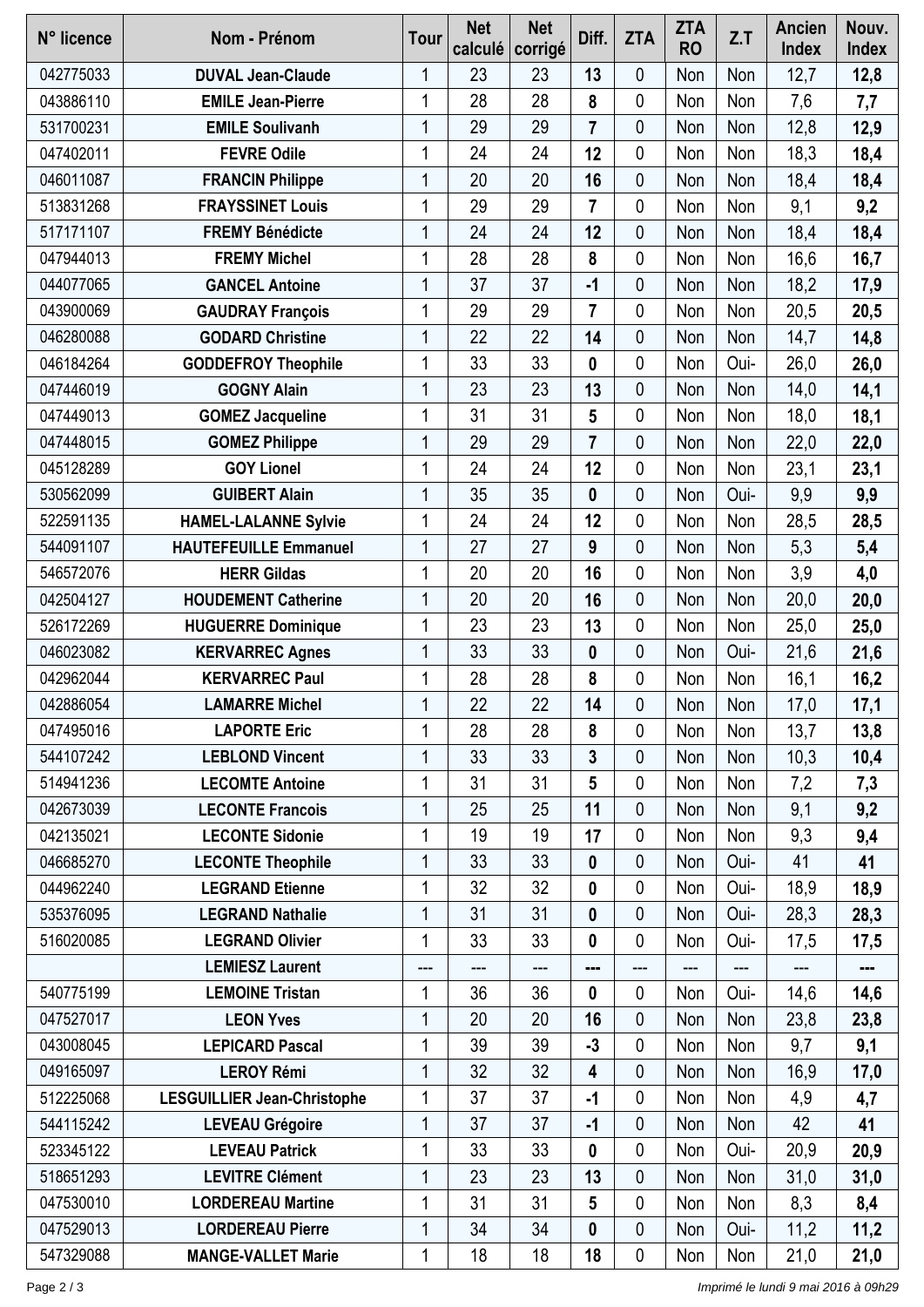| N° licence | Nom - Prénom | Tour | Net calculé | Net corrigé | Diff. | ZTA | ZTA RO | Z.T | Ancien Index | Nouv. Index |
|---|---|---|---|---|---|---|---|---|---|---|
| 042775033 | **DUVAL Jean-Claude** | 1 | 23 | 23 | **13** | 0 | Non | Non | 12,7 | **12,8** |
| 043886110 | **EMILE Jean-Pierre** | 1 | 28 | 28 | **8** | 0 | Non | Non | 7,6 | **7,7** |
| 531700231 | **EMILE Soulivanh** | 1 | 29 | 29 | **7** | 0 | Non | Non | 12,8 | **12,9** |
| 047402011 | **FEVRE Odile** | 1 | 24 | 24 | **12** | 0 | Non | Non | 18,3 | **18,4** |
| 046011087 | **FRANCIN Philippe** | 1 | 20 | 20 | **16** | 0 | Non | Non | 18,4 | **18,4** |
| 513831268 | **FRAYSSINET Louis** | 1 | 29 | 29 | **7** | 0 | Non | Non | 9,1 | **9,2** |
| 517171107 | **FREMY Bénédicte** | 1 | 24 | 24 | **12** | 0 | Non | Non | 18,4 | **18,4** |
| 047944013 | **FREMY Michel** | 1 | 28 | 28 | **8** | 0 | Non | Non | 16,6 | **16,7** |
| 044077065 | **GANCEL Antoine** | 1 | 37 | 37 | **-1** | 0 | Non | Non | 18,2 | **17,9** |
| 043900069 | **GAUDRAY François** | 1 | 29 | 29 | **7** | 0 | Non | Non | 20,5 | **20,5** |
| 046280088 | **GODARD Christine** | 1 | 22 | 22 | **14** | 0 | Non | Non | 14,7 | **14,8** |
| 046184264 | **GODDEFROY Theophile** | 1 | 33 | 33 | **0** | 0 | Non | Oui- | 26,0 | **26,0** |
| 047446019 | **GOGNY Alain** | 1 | 23 | 23 | **13** | 0 | Non | Non | 14,0 | **14,1** |
| 047449013 | **GOMEZ Jacqueline** | 1 | 31 | 31 | **5** | 0 | Non | Non | 18,0 | **18,1** |
| 047448015 | **GOMEZ Philippe** | 1 | 29 | 29 | **7** | 0 | Non | Non | 22,0 | **22,0** |
| 045128289 | **GOY Lionel** | 1 | 24 | 24 | **12** | 0 | Non | Non | 23,1 | **23,1** |
| 530562099 | **GUIBERT Alain** | 1 | 35 | 35 | **0** | 0 | Non | Oui- | 9,9 | **9,9** |
| 522591135 | **HAMEL-LALANNE Sylvie** | 1 | 24 | 24 | **12** | 0 | Non | Non | 28,5 | **28,5** |
| 544091107 | **HAUTEFEUILLE Emmanuel** | 1 | 27 | 27 | **9** | 0 | Non | Non | 5,3 | **5,4** |
| 546572076 | **HERR Gildas** | 1 | 20 | 20 | **16** | 0 | Non | Non | 3,9 | **4,0** |
| 042504127 | **HOUDEMENT Catherine** | 1 | 20 | 20 | **16** | 0 | Non | Non | 20,0 | **20,0** |
| 526172269 | **HUGUERRE Dominique** | 1 | 23 | 23 | **13** | 0 | Non | Non | 25,0 | **25,0** |
| 046023082 | **KERVARREC Agnes** | 1 | 33 | 33 | **0** | 0 | Non | Oui- | 21,6 | **21,6** |
| 042962044 | **KERVARREC Paul** | 1 | 28 | 28 | **8** | 0 | Non | Non | 16,1 | **16,2** |
| 042886054 | **LAMARRE Michel** | 1 | 22 | 22 | **14** | 0 | Non | Non | 17,0 | **17,1** |
| 047495016 | **LAPORTE Eric** | 1 | 28 | 28 | **8** | 0 | Non | Non | 13,7 | **13,8** |
| 544107242 | **LEBLOND Vincent** | 1 | 33 | 33 | **3** | 0 | Non | Non | 10,3 | **10,4** |
| 514941236 | **LECOMTE Antoine** | 1 | 31 | 31 | **5** | 0 | Non | Non | 7,2 | **7,3** |
| 042673039 | **LECONTE Francois** | 1 | 25 | 25 | **11** | 0 | Non | Non | 9,1 | **9,2** |
| 042135021 | **LECONTE Sidonie** | 1 | 19 | 19 | **17** | 0 | Non | Non | 9,3 | **9,4** |
| 046685270 | **LECONTE Theophile** | 1 | 33 | 33 | **0** | 0 | Non | Oui- | 41 | **41** |
| 044962240 | **LEGRAND Etienne** | 1 | 32 | 32 | **0** | 0 | Non | Oui- | 18,9 | **18,9** |
| 535376095 | **LEGRAND Nathalie** | 1 | 31 | 31 | **0** | 0 | Non | Oui- | 28,3 | **28,3** |
| 516020085 | **LEGRAND Olivier** | 1 | 33 | 33 | **0** | 0 | Non | Oui- | 17,5 | **17,5** |
| | **LEMIESZ Laurent** | --- | --- | --- | **---** | --- | --- | --- | --- | **---** |
| 540775199 | **LEMOINE Tristan** | 1 | 36 | 36 | **0** | 0 | Non | Oui- | 14,6 | **14,6** |
| 047527017 | **LEON Yves** | 1 | 20 | 20 | **16** | 0 | Non | Non | 23,8 | **23,8** |
| 043008045 | **LEPICARD Pascal** | 1 | 39 | 39 | **-3** | 0 | Non | Non | 9,7 | **9,1** |
| 049165097 | **LEROY Rémi** | 1 | 32 | 32 | **4** | 0 | Non | Non | 16,9 | **17,0** |
| 512225068 | **LESGUILLIER Jean-Christophe** | 1 | 37 | 37 | **-1** | 0 | Non | Non | 4,9 | **4,7** |
| 544115242 | **LEVEAU Grégoire** | 1 | 37 | 37 | **-1** | 0 | Non | Non | 42 | **41** |
| 523345122 | **LEVEAU Patrick** | 1 | 33 | 33 | **0** | 0 | Non | Oui- | 20,9 | **20,9** |
| 518651293 | **LEVITRE Clément** | 1 | 23 | 23 | **13** | 0 | Non | Non | 31,0 | **31,0** |
| 047530010 | **LORDEREAU Martine** | 1 | 31 | 31 | **5** | 0 | Non | Non | 8,3 | **8,4** |
| 047529013 | **LORDEREAU Pierre** | 1 | 34 | 34 | **0** | 0 | Non | Oui- | 11,2 | **11,2** |
| 547329088 | **MANGE-VALLET Marie** | 1 | 18 | 18 | **18** | 0 | Non | Non | 21,0 | **21,0** |

*Imprimé le lundi 9 mai 2016 à 09h29*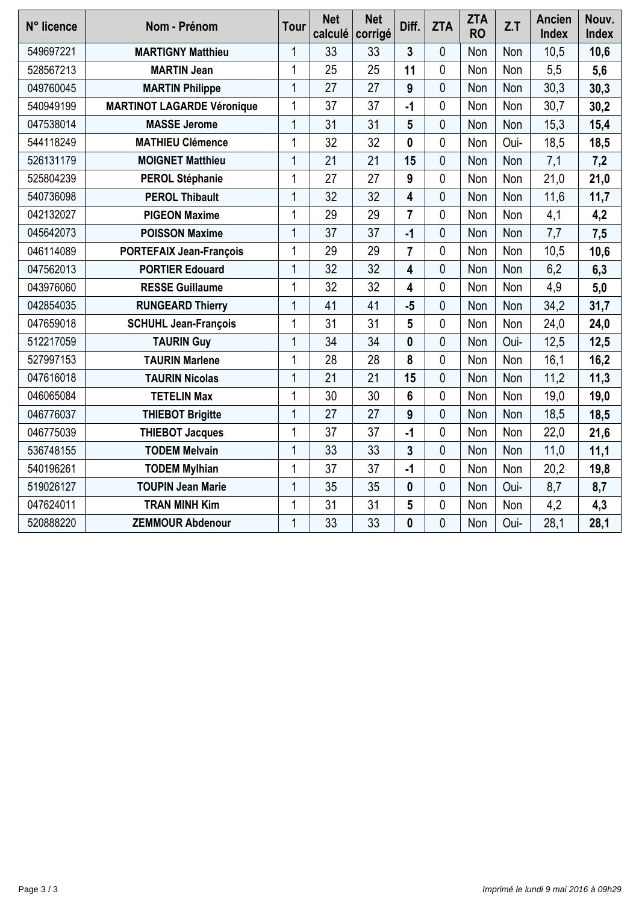| N° licence | Nom - Prénom | Tour | Net calculé | Net corrigé | Diff. | ZTA | ZTA RO | Z.T | Ancien Index | Nouv. Index |
|---|---|---|---|---|---|---|---|---|---|---|
| 549697221 | **MARTIGNY Matthieu** | 1 | 33 | 33 | **3** | 0 | Non | Non | 10,5 | **10,6** |
| 528567213 | **MARTIN Jean** | 1 | 25 | 25 | **11** | 0 | Non | Non | 5,5 | **5,6** |
| 049760045 | **MARTIN Philippe** | 1 | 27 | 27 | **9** | 0 | Non | Non | 30,3 | **30,3** |
| 540949199 | **MARTINOT LAGARDE Véronique** | 1 | 37 | 37 | **-1** | 0 | Non | Non | 30,7 | **30,2** |
| 047538014 | **MASSE Jerome** | 1 | 31 | 31 | **5** | 0 | Non | Non | 15,3 | **15,4** |
| 544118249 | **MATHIEU Clémence** | 1 | 32 | 32 | **0** | 0 | Non | Oui- | 18,5 | **18,5** |
| 526131179 | **MOIGNET Matthieu** | 1 | 21 | 21 | **15** | 0 | Non | Non | 7,1 | **7,2** |
| 525804239 | **PEROL Stéphanie** | 1 | 27 | 27 | **9** | 0 | Non | Non | 21,0 | **21,0** |
| 540736098 | **PEROL Thibault** | 1 | 32 | 32 | **4** | 0 | Non | Non | 11,6 | **11,7** |
| 042132027 | **PIGEON Maxime** | 1 | 29 | 29 | **7** | 0 | Non | Non | 4,1 | **4,2** |
| 045642073 | **POISSON Maxime** | 1 | 37 | 37 | **-1** | 0 | Non | Non | 7,7 | **7,5** |
| 046114089 | **PORTEFAIX Jean-François** | 1 | 29 | 29 | **7** | 0 | Non | Non | 10,5 | **10,6** |
| 047562013 | **PORTIER Edouard** | 1 | 32 | 32 | **4** | 0 | Non | Non | 6,2 | **6,3** |
| 043976060 | **RESSE Guillaume** | 1 | 32 | 32 | **4** | 0 | Non | Non | 4,9 | **5,0** |
| 042854035 | **RUNGEARD Thierry** | 1 | 41 | 41 | **-5** | 0 | Non | Non | 34,2 | **31,7** |
| 047659018 | **SCHUHL Jean-François** | 1 | 31 | 31 | **5** | 0 | Non | Non | 24,0 | **24,0** |
| 512217059 | **TAURIN Guy** | 1 | 34 | 34 | **0** | 0 | Non | Oui- | 12,5 | **12,5** |
| 527997153 | **TAURIN Marlene** | 1 | 28 | 28 | **8** | 0 | Non | Non | 16,1 | **16,2** |
| 047616018 | **TAURIN Nicolas** | 1 | 21 | 21 | **15** | 0 | Non | Non | 11,2 | **11,3** |
| 046065084 | **TETELIN Max** | 1 | 30 | 30 | **6** | 0 | Non | Non | 19,0 | **19,0** |
| 046776037 | **THIEBOT Brigitte** | 1 | 27 | 27 | **9** | 0 | Non | Non | 18,5 | **18,5** |
| 046775039 | **THIEBOT Jacques** | 1 | 37 | 37 | **-1** | 0 | Non | Non | 22,0 | **21,6** |
| 536748155 | **TODEM Melvain** | 1 | 33 | 33 | **3** | 0 | Non | Non | 11,0 | **11,1** |
| 540196261 | **TODEM Mylhian** | 1 | 37 | 37 | **-1** | 0 | Non | Non | 20,2 | **19,8** |
| 519026127 | **TOUPIN Jean Marie** | 1 | 35 | 35 | **0** | 0 | Non | Oui- | 8,7 | **8,7** |
| 047624011 | **TRAN MINH Kim** | 1 | 31 | 31 | **5** | 0 | Non | Non | 4,2 | **4,3** |
| 520888220 | **ZEMMOUR Abdenour** | 1 | 33 | 33 | **0** | 0 | Non | Oui- | 28,1 | **28,1** |

*Imprimé le lundi 9 mai 2016 à 09h29*